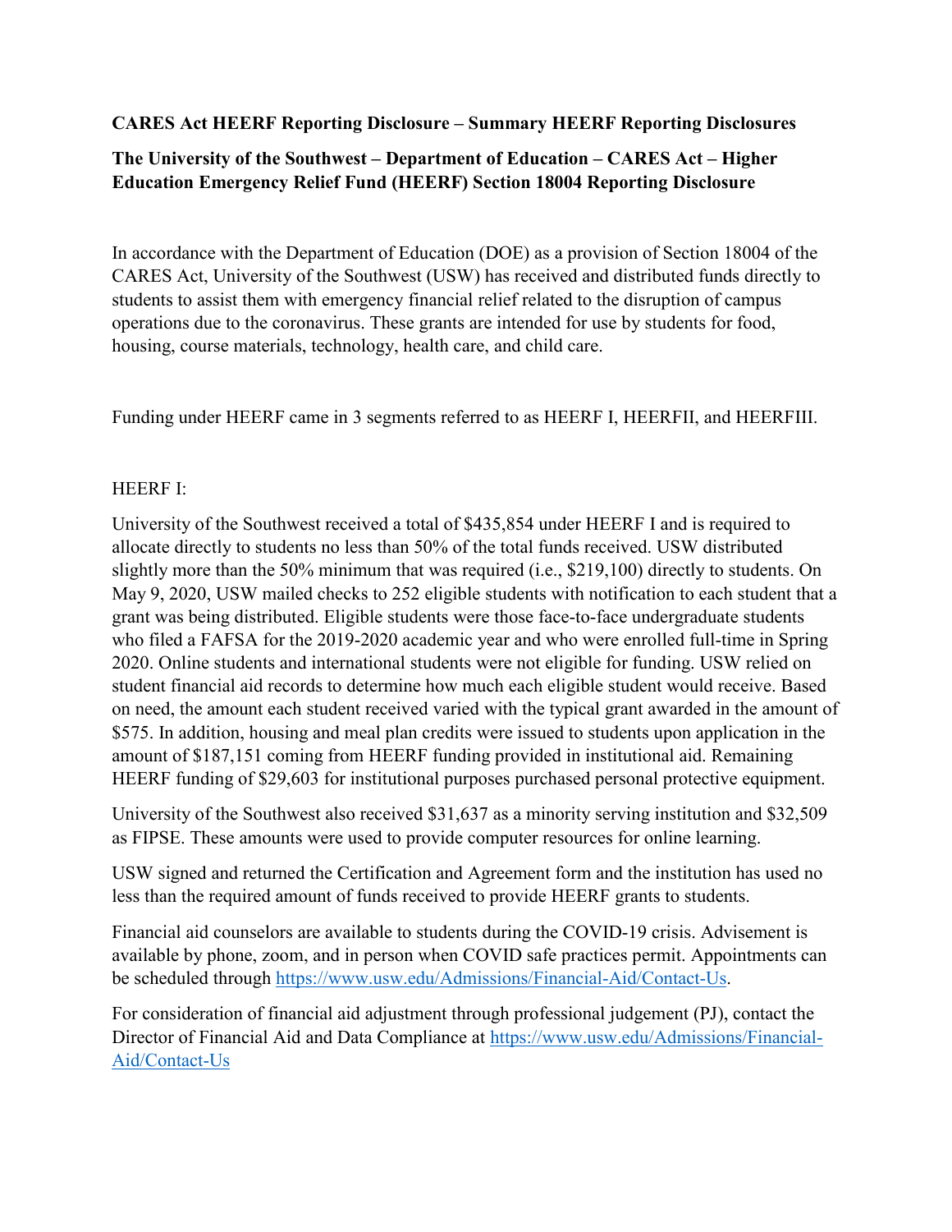**CARES Act HEERF Reporting Disclosure – Summary HEERF Reporting Disclosures**

**The University of the Southwest – Department of Education – CARES Act – Higher Education Emergency Relief Fund (HEERF) Section 18004 Reporting Disclosure**

In accordance with the Department of Education (DOE) as a provision of Section 18004 of the CARES Act, University of the Southwest (USW) has received and distributed funds directly to students to assist them with emergency financial relief related to the disruption of campus operations due to the coronavirus. These grants are intended for use by students for food, housing, course materials, technology, health care, and child care.

Funding under HEERF came in 3 segments referred to as HEERF I, HEERFII, and HEERFIII.

HEERF I:

University of the Southwest received a total of $435,854 under HEERF I and is required to allocate directly to students no less than 50% of the total funds received. USW distributed slightly more than the 50% minimum that was required (i.e., $219,100) directly to students. On May 9, 2020, USW mailed checks to 252 eligible students with notification to each student that a grant was being distributed. Eligible students were those face-to-face undergraduate students who filed a FAFSA for the 2019-2020 academic year and who were enrolled full-time in Spring 2020. Online students and international students were not eligible for funding. USW relied on student financial aid records to determine how much each eligible student would receive. Based on need, the amount each student received varied with the typical grant awarded in the amount of $575. In addition, housing and meal plan credits were issued to students upon application in the amount of $187,151 coming from HEERF funding provided in institutional aid. Remaining HEERF funding of $29,603 for institutional purposes purchased personal protective equipment.

University of the Southwest also received $31,637 as a minority serving institution and $32,509 as FIPSE. These amounts were used to provide computer resources for online learning.

USW signed and returned the Certification and Agreement form and the institution has used no less than the required amount of funds received to provide HEERF grants to students.

Financial aid counselors are available to students during the COVID-19 crisis. Advisement is available by phone, zoom, and in person when COVID safe practices permit. Appointments can be scheduled through https://www.usw.edu/Admissions/Financial-Aid/Contact-Us.

For consideration of financial aid adjustment through professional judgement (PJ), contact the Director of Financial Aid and Data Compliance at https://www.usw.edu/Admissions/Financial-Aid/Contact-Us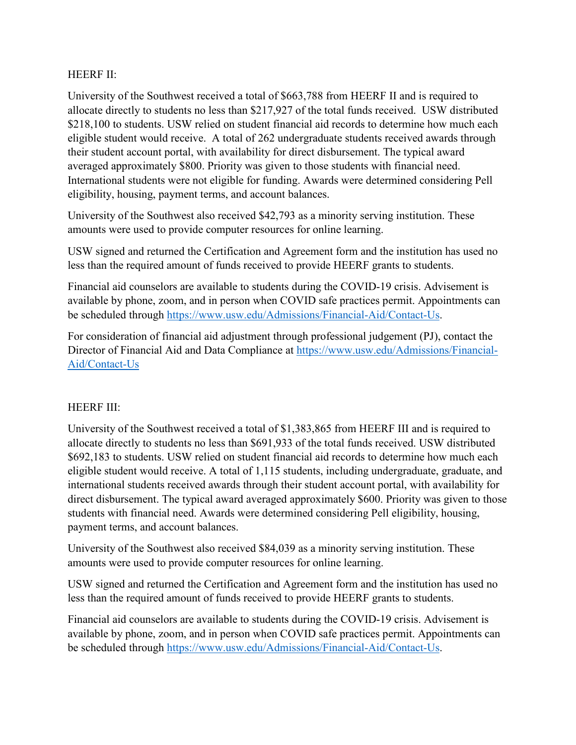HEERF II:

University of the Southwest received a total of $663,788 from HEERF II and is required to allocate directly to students no less than $217,927 of the total funds received. USW distributed $218,100 to students. USW relied on student financial aid records to determine how much each eligible student would receive. A total of 262 undergraduate students received awards through their student account portal, with availability for direct disbursement. The typical award averaged approximately $800. Priority was given to those students with financial need. International students were not eligible for funding. Awards were determined considering Pell eligibility, housing, payment terms, and account balances.

University of the Southwest also received $42,793 as a minority serving institution. These amounts were used to provide computer resources for online learning.

USW signed and returned the Certification and Agreement form and the institution has used no less than the required amount of funds received to provide HEERF grants to students.

Financial aid counselors are available to students during the COVID-19 crisis. Advisement is available by phone, zoom, and in person when COVID safe practices permit. Appointments can be scheduled through https://www.usw.edu/Admissions/Financial-Aid/Contact-Us.

For consideration of financial aid adjustment through professional judgement (PJ), contact the Director of Financial Aid and Data Compliance at https://www.usw.edu/Admissions/Financial-Aid/Contact-Us

HEERF III:

University of the Southwest received a total of $1,383,865 from HEERF III and is required to allocate directly to students no less than $691,933 of the total funds received. USW distributed $692,183 to students. USW relied on student financial aid records to determine how much each eligible student would receive. A total of 1,115 students, including undergraduate, graduate, and international students received awards through their student account portal, with availability for direct disbursement. The typical award averaged approximately $600. Priority was given to those students with financial need. Awards were determined considering Pell eligibility, housing, payment terms, and account balances.

University of the Southwest also received $84,039 as a minority serving institution. These amounts were used to provide computer resources for online learning.

USW signed and returned the Certification and Agreement form and the institution has used no less than the required amount of funds received to provide HEERF grants to students.

Financial aid counselors are available to students during the COVID-19 crisis. Advisement is available by phone, zoom, and in person when COVID safe practices permit. Appointments can be scheduled through https://www.usw.edu/Admissions/Financial-Aid/Contact-Us.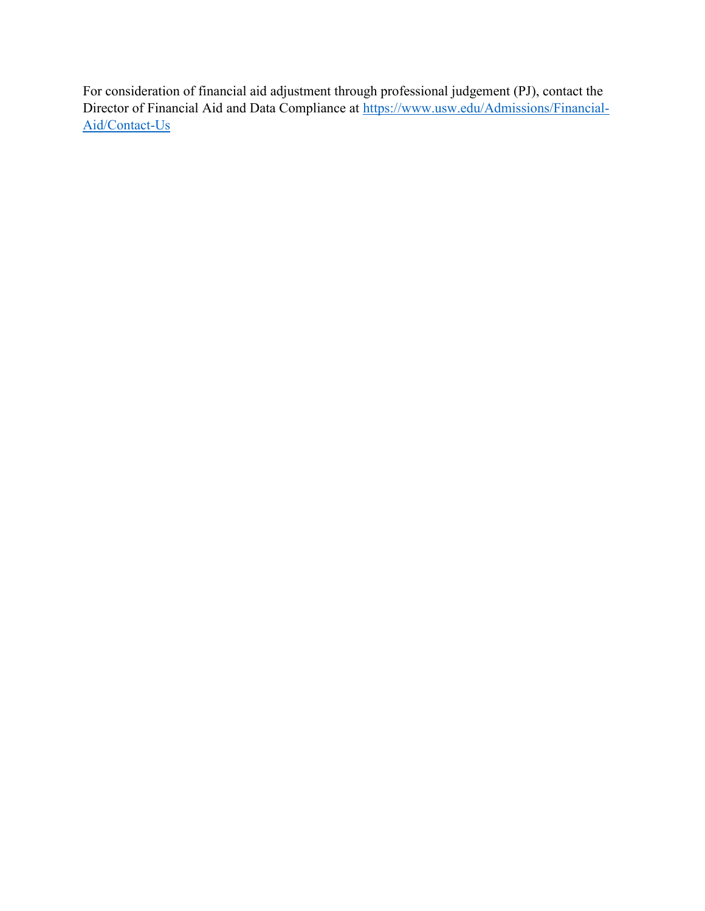For consideration of financial aid adjustment through professional judgement (PJ), contact the Director of Financial Aid and Data Compliance at [https://www.usw.edu/Admissions/Financial-Aid/Contact-Us](https://www.usw.edu/Admissions/Financial-Aid/Contact-Us)